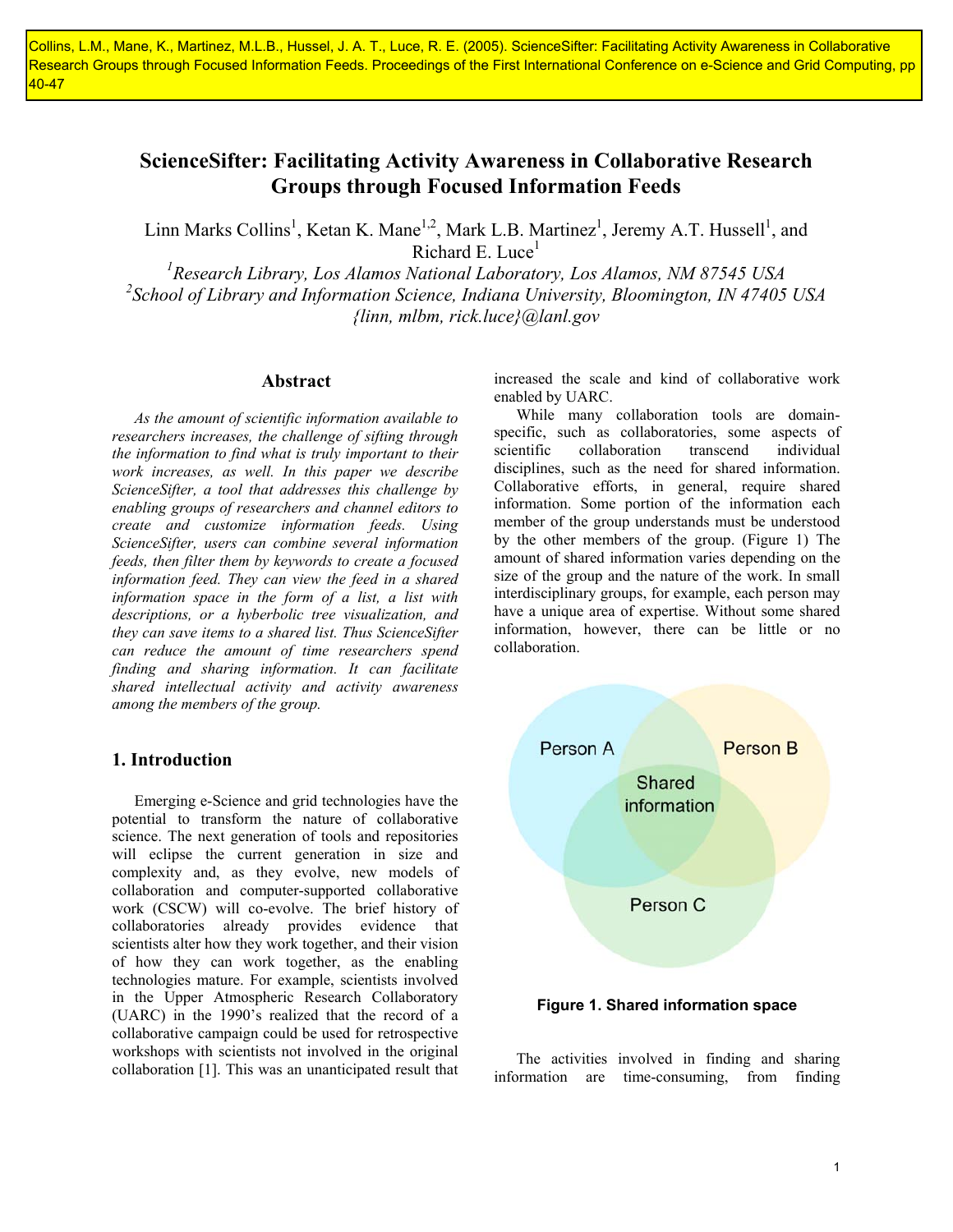Collins, L.M., Mane, K., Martinez, M.L.B., Hussel, J. A. T., Luce, R. E. (2005). ScienceSifter: Facilitating Activity Awareness in Collaborative Research Groups through Focused Information Feeds. Proceedings of the First International Conference on e-Science and Grid Computing, pp 40-47

# ScienceSifter: Facilitating Activity Awareness in Collaborative Research Groups through Focused Information Feeds

Linn Marks Collins[1], Ketan K. Mane[1,2], Mark L.B. Martinez[1], Jeremy A.T. Hussell[1], and Richard E. Luce[1]

[1]*Research Library, Los Alamos National Laboratory, Los Alamos, NM 87545 USA*
[2]*School of Library and Information Science, Indiana University, Bloomington, IN 47405 USA*
*{linn, mlbm, rick.luce}@lanl.gov*

## Abstract

*As the amount of scientific information available to researchers increases, the challenge of sifting through the information to find what is truly important to their work increases, as well. In this paper we describe ScienceSifter, a tool that addresses this challenge by enabling groups of researchers and channel editors to create and customize information feeds. Using ScienceSifter, users can combine several information feeds, then filter them by keywords to create a focused information feed. They can view the feed in a shared information space in the form of a list, a list with descriptions, or a hyberbolic tree visualization, and they can save items to a shared list. Thus ScienceSifter can reduce the amount of time researchers spend finding and sharing information. It can facilitate shared intellectual activity and activity awareness among the members of the group.*

## 1. Introduction

Emerging e-Science and grid technologies have the potential to transform the nature of collaborative science. The next generation of tools and repositories will eclipse the current generation in size and complexity and, as they evolve, new models of collaboration and computer-supported collaborative work (CSCW) will co-evolve. The brief history of collaboratories already provides evidence that scientists alter how they work together, and their vision of how they can work together, as the enabling technologies mature. For example, scientists involved in the Upper Atmospheric Research Collaboratory (UARC) in the 1990's realized that the record of a collaborative campaign could be used for retrospective workshops with scientists not involved in the original collaboration [1]. This was an unanticipated result that increased the scale and kind of collaborative work enabled by UARC.

While many collaboration tools are domain-specific, such as collaboratories, some aspects of scientific collaboration transcend individual disciplines, such as the need for shared information. Collaborative efforts, in general, require shared information. Some portion of the information each member of the group understands must be understood by the other members of the group. (Figure 1) The amount of shared information varies depending on the size of the group and the nature of the work. In small interdisciplinary groups, for example, each person may have a unique area of expertise. Without some shared information, however, there can be little or no collaboration.

Person A | Person B | Person C | Shared information

**Figure 1. Shared information space**

The activities involved in finding and sharing information are time-consuming, from finding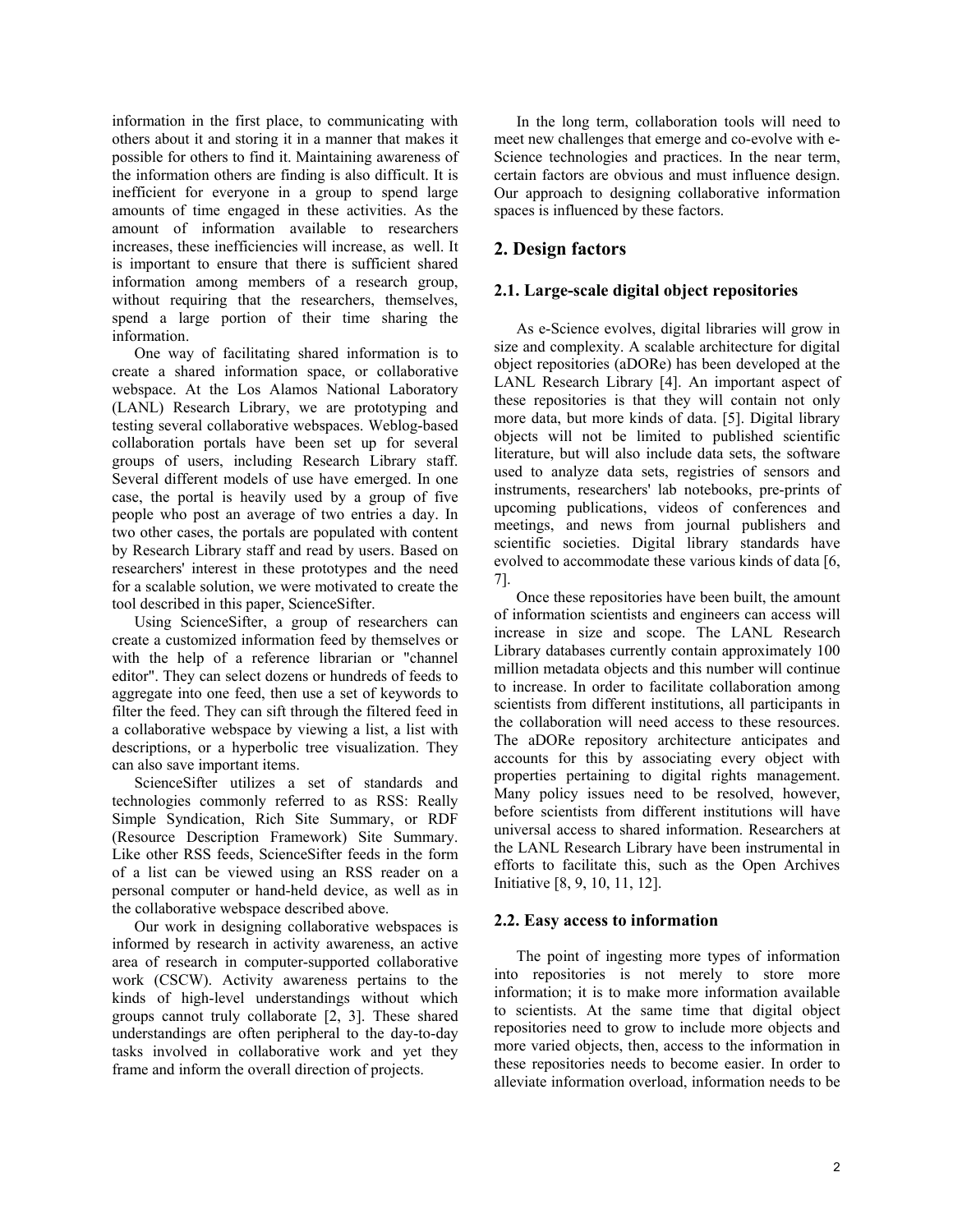information in the first place, to communicating with others about it and storing it in a manner that makes it possible for others to find it. Maintaining awareness of the information others are finding is also difficult. It is inefficient for everyone in a group to spend large amounts of time engaged in these activities. As the amount of information available to researchers increases, these inefficiencies will increase, as well. It is important to ensure that there is sufficient shared information among members of a research group, without requiring that the researchers, themselves, spend a large portion of their time sharing the information.

One way of facilitating shared information is to create a shared information space, or collaborative webspace. At the Los Alamos National Laboratory (LANL) Research Library, we are prototyping and testing several collaborative webspaces. Weblog-based collaboration portals have been set up for several groups of users, including Research Library staff. Several different models of use have emerged. In one case, the portal is heavily used by a group of five people who post an average of two entries a day. In two other cases, the portals are populated with content by Research Library staff and read by users. Based on researchers' interest in these prototypes and the need for a scalable solution, we were motivated to create the tool described in this paper, ScienceSifter.

Using ScienceSifter, a group of researchers can create a customized information feed by themselves or with the help of a reference librarian or "channel editor". They can select dozens or hundreds of feeds to aggregate into one feed, then use a set of keywords to filter the feed. They can sift through the filtered feed in a collaborative webspace by viewing a list, a list with descriptions, or a hyperbolic tree visualization. They can also save important items.

ScienceSifter utilizes a set of standards and technologies commonly referred to as RSS: Really Simple Syndication, Rich Site Summary, or RDF (Resource Description Framework) Site Summary. Like other RSS feeds, ScienceSifter feeds in the form of a list can be viewed using an RSS reader on a personal computer or hand-held device, as well as in the collaborative webspace described above.

Our work in designing collaborative webspaces is informed by research in activity awareness, an active area of research in computer-supported collaborative work (CSCW). Activity awareness pertains to the kinds of high-level understandings without which groups cannot truly collaborate [2, 3]. These shared understandings are often peripheral to the day-to-day tasks involved in collaborative work and yet they frame and inform the overall direction of projects.

In the long term, collaboration tools will need to meet new challenges that emerge and co-evolve with e-Science technologies and practices. In the near term, certain factors are obvious and must influence design. Our approach to designing collaborative information spaces is influenced by these factors.

## 2. Design factors

### 2.1. Large-scale digital object repositories

As e-Science evolves, digital libraries will grow in size and complexity. A scalable architecture for digital object repositories (aDORe) has been developed at the LANL Research Library [4]. An important aspect of these repositories is that they will contain not only more data, but more kinds of data. [5]. Digital library objects will not be limited to published scientific literature, but will also include data sets, the software used to analyze data sets, registries of sensors and instruments, researchers' lab notebooks, pre-prints of upcoming publications, videos of conferences and meetings, and news from journal publishers and scientific societies. Digital library standards have evolved to accommodate these various kinds of data [6, 7].

Once these repositories have been built, the amount of information scientists and engineers can access will increase in size and scope. The LANL Research Library databases currently contain approximately 100 million metadata objects and this number will continue to increase. In order to facilitate collaboration among scientists from different institutions, all participants in the collaboration will need access to these resources. The aDORe repository architecture anticipates and accounts for this by associating every object with properties pertaining to digital rights management. Many policy issues need to be resolved, however, before scientists from different institutions will have universal access to shared information. Researchers at the LANL Research Library have been instrumental in efforts to facilitate this, such as the Open Archives Initiative [8, 9, 10, 11, 12].

### 2.2. Easy access to information

The point of ingesting more types of information into repositories is not merely to store more information; it is to make more information available to scientists. At the same time that digital object repositories need to grow to include more objects and more varied objects, then, access to the information in these repositories needs to become easier. In order to alleviate information overload, information needs to be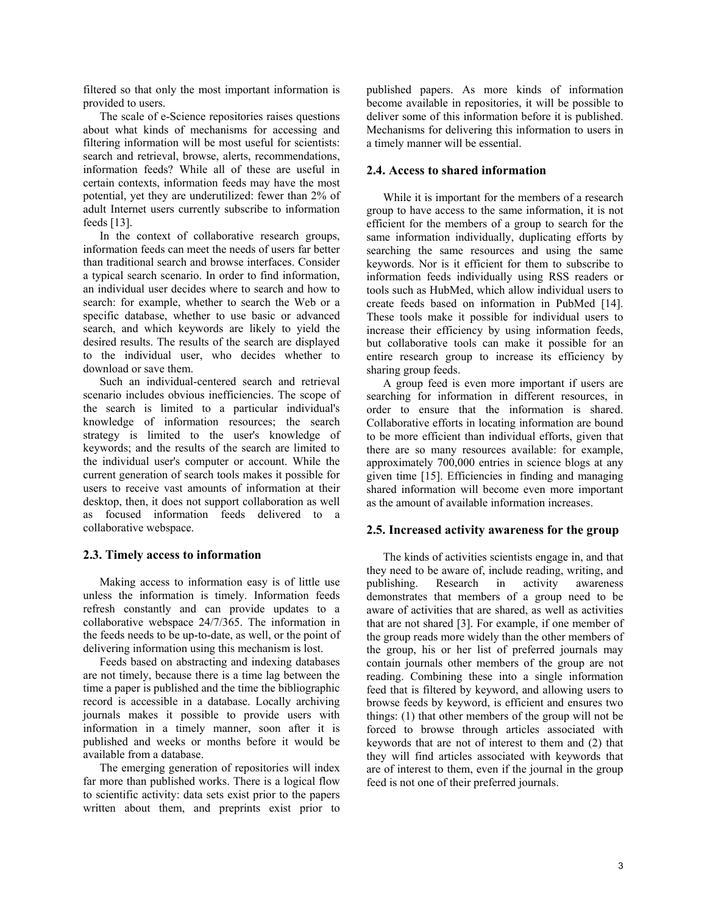filtered so that only the most important information is provided to users.

The scale of e-Science repositories raises questions about what kinds of mechanisms for accessing and filtering information will be most useful for scientists: search and retrieval, browse, alerts, recommendations, information feeds? While all of these are useful in certain contexts, information feeds may have the most potential, yet they are underutilized: fewer than 2% of adult Internet users currently subscribe to information feeds [13].

In the context of collaborative research groups, information feeds can meet the needs of users far better than traditional search and browse interfaces. Consider a typical search scenario. In order to find information, an individual user decides where to search and how to search: for example, whether to search the Web or a specific database, whether to use basic or advanced search, and which keywords are likely to yield the desired results. The results of the search are displayed to the individual user, who decides whether to download or save them.

Such an individual-centered search and retrieval scenario includes obvious inefficiencies. The scope of the search is limited to a particular individual's knowledge of information resources; the search strategy is limited to the user's knowledge of keywords; and the results of the search are limited to the individual user's computer or account. While the current generation of search tools makes it possible for users to receive vast amounts of information at their desktop, then, it does not support collaboration as well as focused information feeds delivered to a collaborative webspace.

### 2.3. Timely access to information

Making access to information easy is of little use unless the information is timely. Information feeds refresh constantly and can provide updates to a collaborative webspace 24/7/365. The information in the feeds needs to be up-to-date, as well, or the point of delivering information using this mechanism is lost.

Feeds based on abstracting and indexing databases are not timely, because there is a time lag between the time a paper is published and the time the bibliographic record is accessible in a database. Locally archiving journals makes it possible to provide users with information in a timely manner, soon after it is published and weeks or months before it would be available from a database.

The emerging generation of repositories will index far more than published works. There is a logical flow to scientific activity: data sets exist prior to the papers written about them, and preprints exist prior to published papers. As more kinds of information become available in repositories, it will be possible to deliver some of this information before it is published. Mechanisms for delivering this information to users in a timely manner will be essential.

### 2.4. Access to shared information

While it is important for the members of a research group to have access to the same information, it is not efficient for the members of a group to search for the same information individually, duplicating efforts by searching the same resources and using the same keywords. Nor is it efficient for them to subscribe to information feeds individually using RSS readers or tools such as HubMed, which allow individual users to create feeds based on information in PubMed [14]. These tools make it possible for individual users to increase their efficiency by using information feeds, but collaborative tools can make it possible for an entire research group to increase its efficiency by sharing group feeds.

A group feed is even more important if users are searching for information in different resources, in order to ensure that the information is shared. Collaborative efforts in locating information are bound to be more efficient than individual efforts, given that there are so many resources available: for example, approximately 700,000 entries in science blogs at any given time [15]. Efficiencies in finding and managing shared information will become even more important as the amount of available information increases.

### 2.5. Increased activity awareness for the group

The kinds of activities scientists engage in, and that they need to be aware of, include reading, writing, and publishing. Research in activity awareness demonstrates that members of a group need to be aware of activities that are shared, as well as activities that are not shared [3]. For example, if one member of the group reads more widely than the other members of the group, his or her list of preferred journals may contain journals other members of the group are not reading. Combining these into a single information feed that is filtered by keyword, and allowing users to browse feeds by keyword, is efficient and ensures two things: (1) that other members of the group will not be forced to browse through articles associated with keywords that are not of interest to them and (2) that they will find articles associated with keywords that are of interest to them, even if the journal in the group feed is not one of their preferred journals.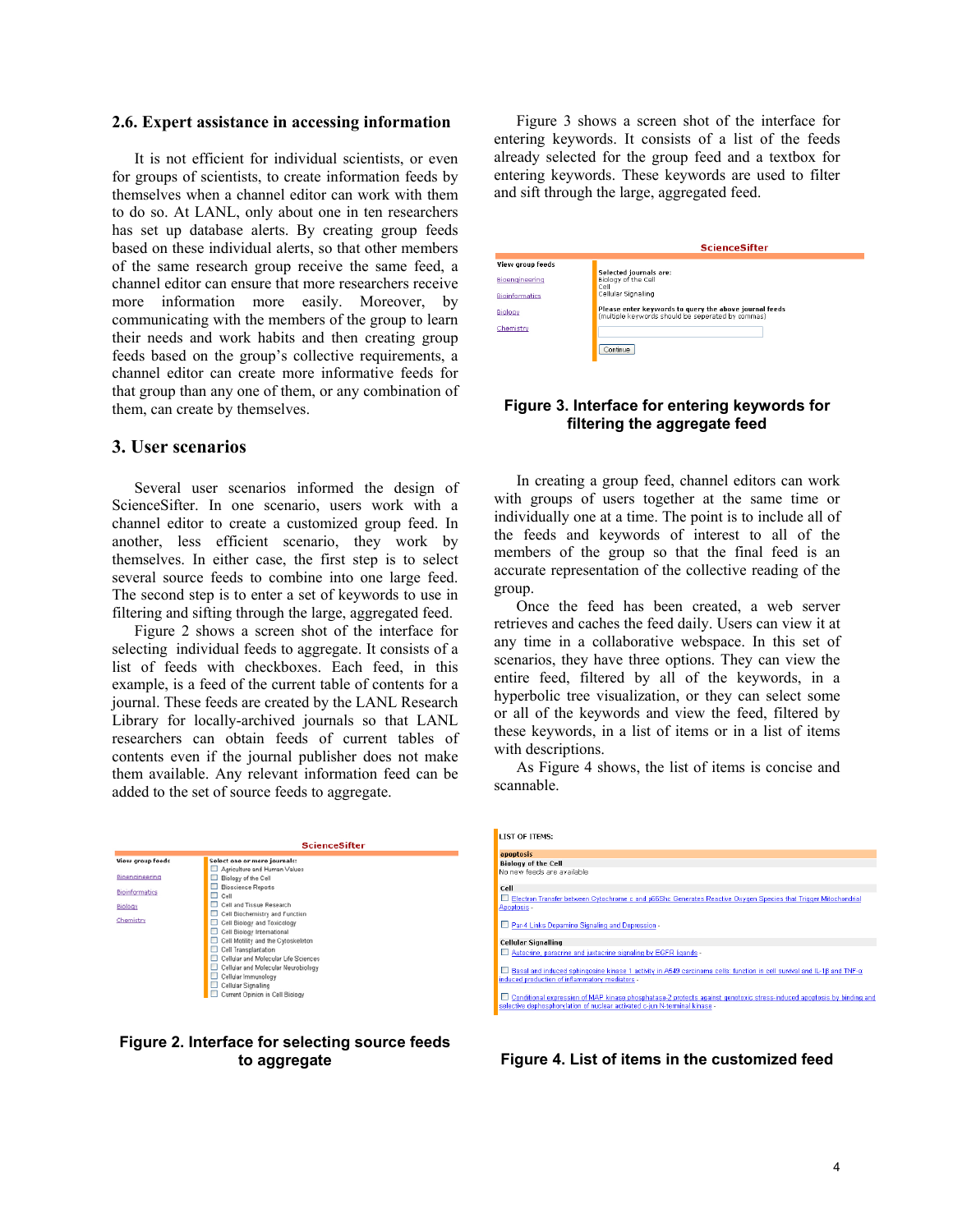## 2.6. Expert assistance in accessing information

It is not efficient for individual scientists, or even for groups of scientists, to create information feeds by themselves when a channel editor can work with them to do so. At LANL, only about one in ten researchers has set up database alerts. By creating group feeds based on these individual alerts, so that other members of the same research group receive the same feed, a channel editor can ensure that more researchers receive more information more easily. Moreover, by communicating with the members of the group to learn their needs and work habits and then creating group feeds based on the group's collective requirements, a channel editor can create more informative feeds for that group than any one of them, or any combination of them, can create by themselves.

# 3. User scenarios

Several user scenarios informed the design of ScienceSifter. In one scenario, users work with a channel editor to create a customized group feed. In another, less efficient scenario, they work by themselves. In either case, the first step is to select several source feeds to combine into one large feed. The second step is to enter a set of keywords to use in filtering and sifting through the large, aggregated feed.

Figure 2 shows a screen shot of the interface for selecting individual feeds to aggregate. It consists of a list of feeds with checkboxes. Each feed, in this example, is a feed of the current table of contents for a journal. These feeds are created by the LANL Research Library for locally-archived journals so that LANL researchers can obtain feeds of current tables of contents even if the journal publisher does not make them available. Any relevant information feed can be added to the set of source feeds to aggregate.

**Figure 2. Interface for selecting source feeds to aggregate**

Figure 3 shows a screen shot of the interface for entering keywords. It consists of a list of the feeds already selected for the group feed and a textbox for entering keywords. These keywords are used to filter and sift through the large, aggregated feed.

**Figure 3. Interface for entering keywords for filtering the aggregate feed**

In creating a group feed, channel editors can work with groups of users together at the same time or individually one at a time. The point is to include all of the feeds and keywords of interest to all of the members of the group so that the final feed is an accurate representation of the collective reading of the group.

Once the feed has been created, a web server retrieves and caches the feed daily. Users can view it at any time in a collaborative webspace. In this set of scenarios, they have three options. They can view the entire feed, filtered by all of the keywords, in a hyperbolic tree visualization, or they can select some or all of the keywords and view the feed, filtered by these keywords, in a list of items or in a list of items with descriptions.

As Figure 4 shows, the list of items is concise and scannable.

**Figure 4. List of items in the customized feed**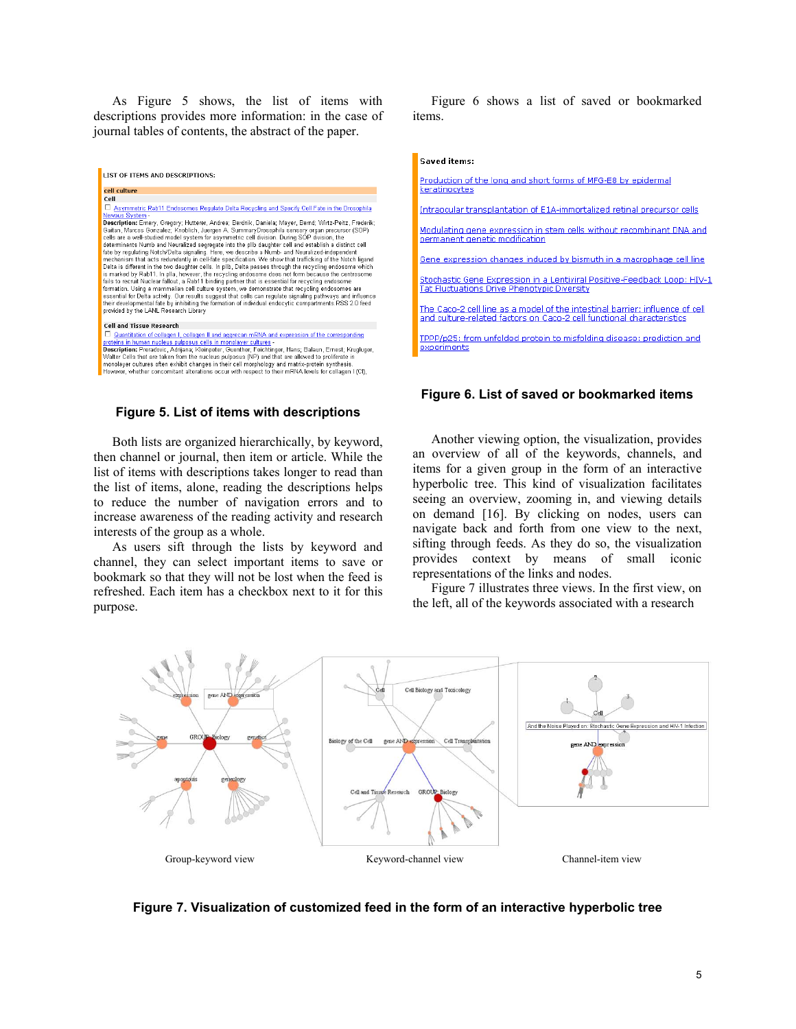As Figure 5 shows, the list of items with descriptions provides more information: in the case of journal tables of contents, the abstract of the paper.

**Figure 5. List of items with descriptions**

Both lists are organized hierarchically, by keyword, then channel or journal, then item or article. While the list of items with descriptions takes longer to read than the list of items, alone, reading the descriptions helps to reduce the number of navigation errors and to increase awareness of the reading activity and research interests of the group as a whole.

As users sift through the lists by keyword and channel, they can select important items to save or bookmark so that they will not be lost when the feed is refreshed. Each item has a checkbox next to it for this purpose.

Figure 6 shows a list of saved or bookmarked items.

**Figure 6. List of saved or bookmarked items**

Another viewing option, the visualization, provides an overview of all of the keywords, channels, and items for a given group in the form of an interactive hyperbolic tree. This kind of visualization facilitates seeing an overview, zooming in, and viewing details on demand [16]. By clicking on nodes, users can navigate back and forth from one view to the next, sifting through feeds. As they do so, the visualization provides context by means of small iconic representations of the links and nodes.

Figure 7 illustrates three views. In the first view, on the left, all of the keywords associated with a research

Group-keyword view    Keyword-channel view    Channel-item view

**Figure 7. Visualization of customized feed in the form of an interactive hyperbolic tree**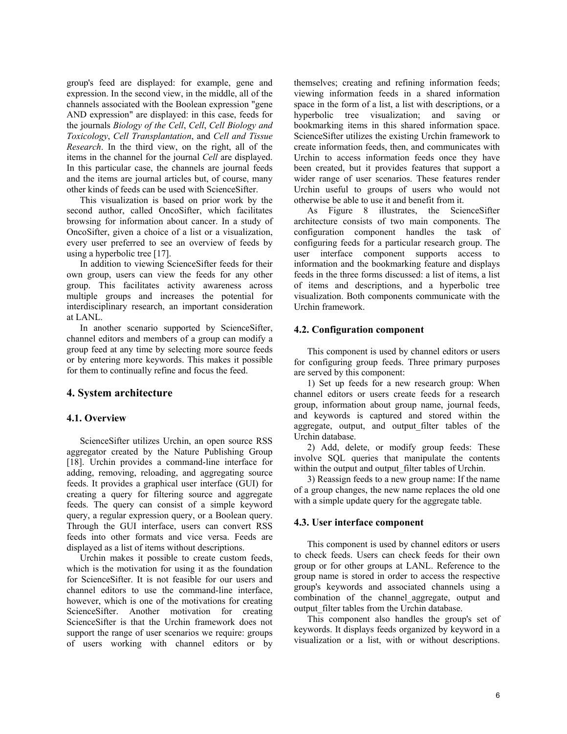group's feed are displayed: for example, gene and expression. In the second view, in the middle, all of the channels associated with the Boolean expression "gene AND expression" are displayed: in this case, feeds for the journals *Biology of the Cell*, *Cell*, *Cell Biology and Toxicology*, *Cell Transplantation*, and *Cell and Tissue Research*. In the third view, on the right, all of the items in the channel for the journal *Cell* are displayed. In this particular case, the channels are journal feeds and the items are journal articles but, of course, many other kinds of feeds can be used with ScienceSifter.

This visualization is based on prior work by the second author, called OncoSifter, which facilitates browsing for information about cancer. In a study of OncoSifter, given a choice of a list or a visualization, every user preferred to see an overview of feeds by using a hyperbolic tree [17].

In addition to viewing ScienceSifter feeds for their own group, users can view the feeds for any other group. This facilitates activity awareness across multiple groups and increases the potential for interdisciplinary research, an important consideration at LANL.

In another scenario supported by ScienceSifter, channel editors and members of a group can modify a group feed at any time by selecting more source feeds or by entering more keywords. This makes it possible for them to continually refine and focus the feed.

## 4. System architecture

### 4.1. Overview

ScienceSifter utilizes Urchin, an open source RSS aggregator created by the Nature Publishing Group [18]. Urchin provides a command-line interface for adding, removing, reloading, and aggregating source feeds. It provides a graphical user interface (GUI) for creating a query for filtering source and aggregate feeds. The query can consist of a simple keyword query, a regular expression query, or a Boolean query. Through the GUI interface, users can convert RSS feeds into other formats and vice versa. Feeds are displayed as a list of items without descriptions.

Urchin makes it possible to create custom feeds, which is the motivation for using it as the foundation for ScienceSifter. It is not feasible for our users and channel editors to use the command-line interface, however, which is one of the motivations for creating ScienceSifter. Another motivation for creating ScienceSifter is that the Urchin framework does not support the range of user scenarios we require: groups of users working with channel editors or by themselves; creating and refining information feeds; viewing information feeds in a shared information space in the form of a list, a list with descriptions, or a hyperbolic tree visualization; and saving or bookmarking items in this shared information space. ScienceSifter utilizes the existing Urchin framework to create information feeds, then, and communicates with Urchin to access information feeds once they have been created, but it provides features that support a wider range of user scenarios. These features render Urchin useful to groups of users who would not otherwise be able to use it and benefit from it.

As Figure 8 illustrates, the ScienceSifter architecture consists of two main components. The configuration component handles the task of configuring feeds for a particular research group. The user interface component supports access to information and the bookmarking feature and displays feeds in the three forms discussed: a list of items, a list of items and descriptions, and a hyperbolic tree visualization. Both components communicate with the Urchin framework.

### 4.2. Configuration component

This component is used by channel editors or users for configuring group feeds. Three primary purposes are served by this component:

1) Set up feeds for a new research group: When channel editors or users create feeds for a research group, information about group name, journal feeds, and keywords is captured and stored within the aggregate, output, and output_filter tables of the Urchin database.

2) Add, delete, or modify group feeds: These involve SQL queries that manipulate the contents within the output and output_filter tables of Urchin.

3) Reassign feeds to a new group name: If the name of a group changes, the new name replaces the old one with a simple update query for the aggregate table.

### 4.3. User interface component

This component is used by channel editors or users to check feeds. Users can check feeds for their own group or for other groups at LANL. Reference to the group name is stored in order to access the respective group's keywords and associated channels using a combination of the channel_aggregate, output and output_filter tables from the Urchin database.

This component also handles the group's set of keywords. It displays feeds organized by keyword in a visualization or a list, with or without descriptions.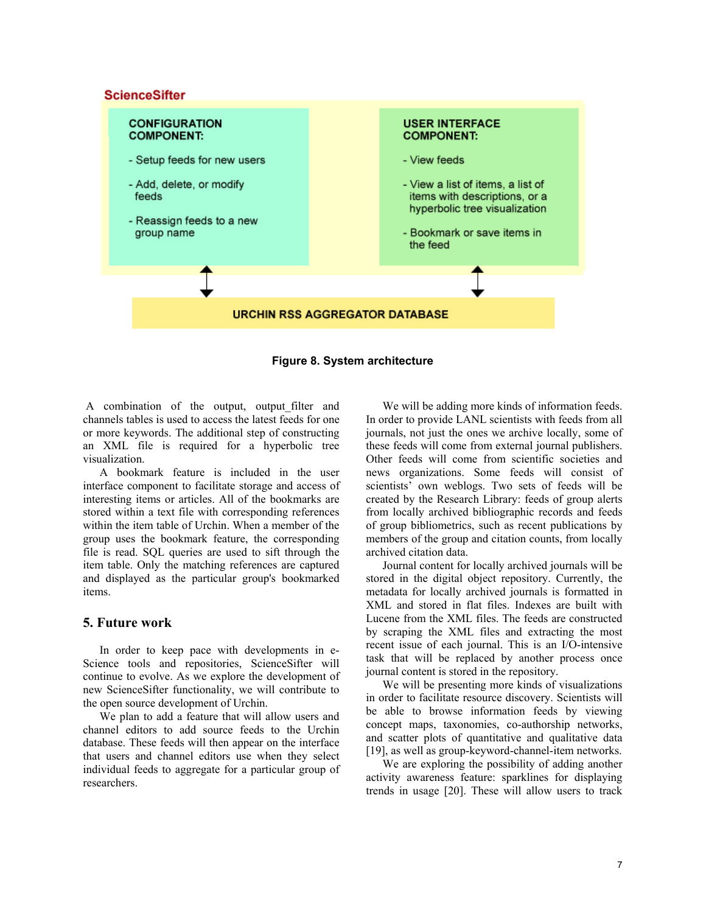ScienceSifter

CONFIGURATION COMPONENT:

- Setup feeds for new users
- Add, delete, or modify feeds
- Reassign feeds to a new group name

USER INTERFACE COMPONENT:

- View feeds
- View a list of items, a list of items with descriptions, or a hyperbolic tree visualization
- Bookmark or save items in the feed

URCHIN RSS AGGREGATOR DATABASE

**Figure 8. System architecture**

A combination of the output, output_filter and channels tables is used to access the latest feeds for one or more keywords. The additional step of constructing an XML file is required for a hyperbolic tree visualization.

A bookmark feature is included in the user interface component to facilitate storage and access of interesting items or articles. All of the bookmarks are stored within a text file with corresponding references within the item table of Urchin. When a member of the group uses the bookmark feature, the corresponding file is read. SQL queries are used to sift through the item table. Only the matching references are captured and displayed as the particular group's bookmarked items.

## 5. Future work

In order to keep pace with developments in e-Science tools and repositories, ScienceSifter will continue to evolve. As we explore the development of new ScienceSifter functionality, we will contribute to the open source development of Urchin.

We plan to add a feature that will allow users and channel editors to add source feeds to the Urchin database. These feeds will then appear on the interface that users and channel editors use when they select individual feeds to aggregate for a particular group of researchers.

We will be adding more kinds of information feeds. In order to provide LANL scientists with feeds from all journals, not just the ones we archive locally, some of these feeds will come from external journal publishers. Other feeds will come from scientific societies and news organizations. Some feeds will consist of scientists' own weblogs. Two sets of feeds will be created by the Research Library: feeds of group alerts from locally archived bibliographic records and feeds of group bibliometrics, such as recent publications by members of the group and citation counts, from locally archived citation data.

Journal content for locally archived journals will be stored in the digital object repository. Currently, the metadata for locally archived journals is formatted in XML and stored in flat files. Indexes are built with Lucene from the XML files. The feeds are constructed by scraping the XML files and extracting the most recent issue of each journal. This is an I/O-intensive task that will be replaced by another process once journal content is stored in the repository.

We will be presenting more kinds of visualizations in order to facilitate resource discovery. Scientists will be able to browse information feeds by viewing concept maps, taxonomies, co-authorship networks, and scatter plots of quantitative and qualitative data [19], as well as group-keyword-channel-item networks.

We are exploring the possibility of adding another activity awareness feature: sparklines for displaying trends in usage [20]. These will allow users to track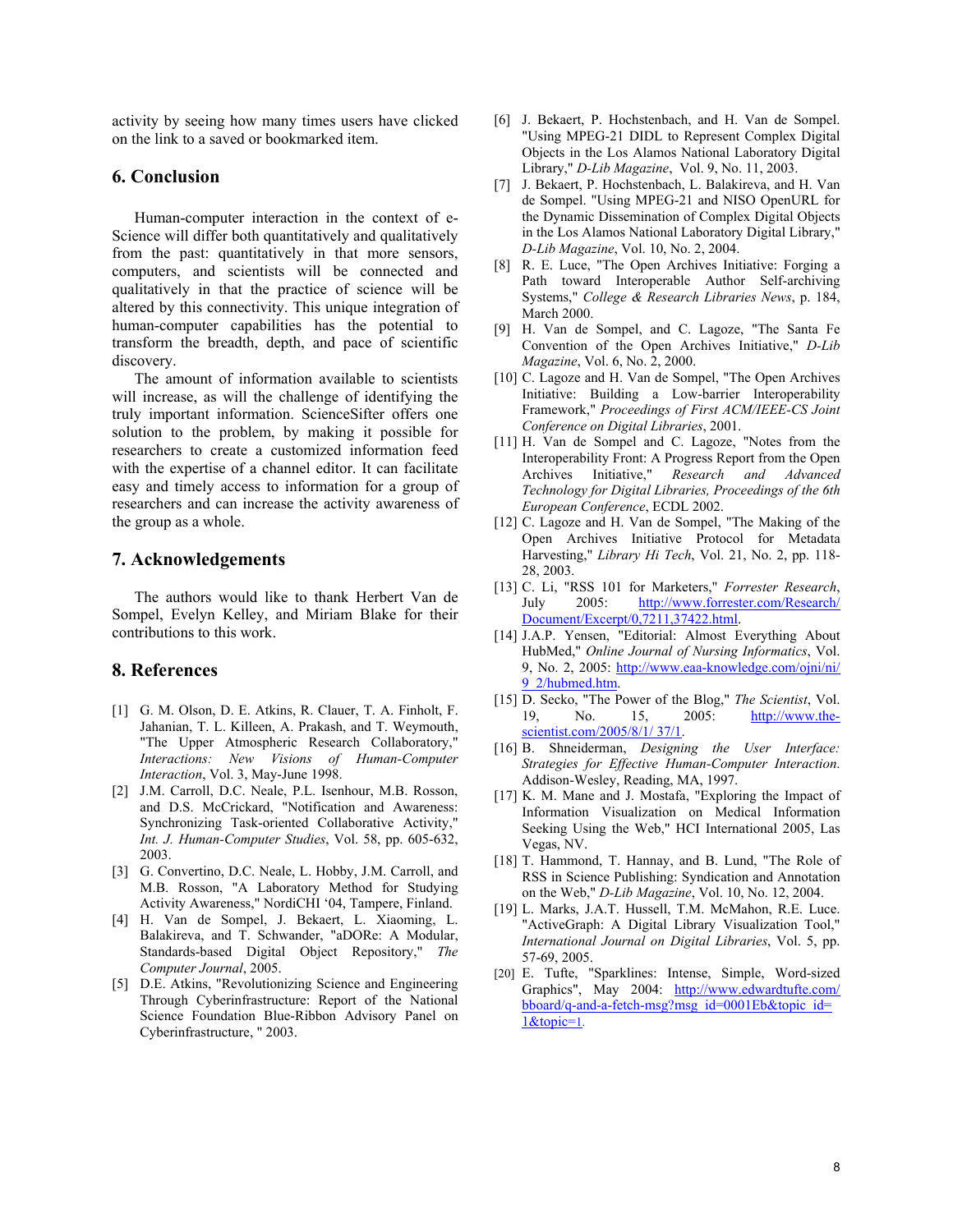activity by seeing how many times users have clicked on the link to a saved or bookmarked item.

## 6. Conclusion

Human-computer interaction in the context of e-Science will differ both quantitatively and qualitatively from the past: quantitatively in that more sensors, computers, and scientists will be connected and qualitatively in that the practice of science will be altered by this connectivity. This unique integration of human-computer capabilities has the potential to transform the breadth, depth, and pace of scientific discovery.

The amount of information available to scientists will increase, as will the challenge of identifying the truly important information. ScienceSifter offers one solution to the problem, by making it possible for researchers to create a customized information feed with the expertise of a channel editor. It can facilitate easy and timely access to information for a group of researchers and can increase the activity awareness of the group as a whole.

## 7. Acknowledgements

The authors would like to thank Herbert Van de Sompel, Evelyn Kelley, and Miriam Blake for their contributions to this work.

## 8. References

[1] G. M. Olson, D. E. Atkins, R. Clauer, T. A. Finholt, F. Jahanian, T. L. Killeen, A. Prakash, and T. Weymouth, "The Upper Atmospheric Research Collaboratory," *Interactions: New Visions of Human-Computer Interaction*, Vol. 3, May-June 1998.

[2] J.M. Carroll, D.C. Neale, P.L. Isenhour, M.B. Rosson, and D.S. McCrickard, "Notification and Awareness: Synchronizing Task-oriented Collaborative Activity," *Int. J. Human-Computer Studies*, Vol. 58, pp. 605-632, 2003.

[3] G. Convertino, D.C. Neale, L. Hobby, J.M. Carroll, and M.B. Rosson, "A Laboratory Method for Studying Activity Awareness," NordiCHI '04, Tampere, Finland.

[4] H. Van de Sompel, J. Bekaert, L. Xiaoming, L. Balakireva, and T. Schwander, "aDORe: A Modular, Standards-based Digital Object Repository," *The Computer Journal*, 2005.

[5] D.E. Atkins, "Revolutionizing Science and Engineering Through Cyberinfrastructure: Report of the National Science Foundation Blue-Ribbon Advisory Panel on Cyberinfrastructure, " 2003.

[6] J. Bekaert, P. Hochstenbach, and H. Van de Sompel. "Using MPEG-21 DIDL to Represent Complex Digital Objects in the Los Alamos National Laboratory Digital Library," *D-Lib Magazine*, Vol. 9, No. 11, 2003.

[7] J. Bekaert, P. Hochstenbach, L. Balakireva, and H. Van de Sompel. "Using MPEG-21 and NISO OpenURL for the Dynamic Dissemination of Complex Digital Objects in the Los Alamos National Laboratory Digital Library," *D-Lib Magazine*, Vol. 10, No. 2, 2004.

[8] R. E. Luce, "The Open Archives Initiative: Forging a Path toward Interoperable Author Self-archiving Systems," *College & Research Libraries News*, p. 184, March 2000.

[9] H. Van de Sompel, and C. Lagoze, "The Santa Fe Convention of the Open Archives Initiative," *D-Lib Magazine*, Vol. 6, No. 2, 2000.

[10] C. Lagoze and H. Van de Sompel, "The Open Archives Initiative: Building a Low-barrier Interoperability Framework," *Proceedings of First ACM/IEEE-CS Joint Conference on Digital Libraries*, 2001.

[11] H. Van de Sompel and C. Lagoze, "Notes from the Interoperability Front: A Progress Report from the Open Archives Initiative," *Research and Advanced Technology for Digital Libraries, Proceedings of the 6th European Conference*, ECDL 2002.

[12] C. Lagoze and H. Van de Sompel, "The Making of the Open Archives Initiative Protocol for Metadata Harvesting," *Library Hi Tech*, Vol. 21, No. 2, pp. 118-28, 2003.

[13] C. Li, "RSS 101 for Marketers," *Forrester Research*, July 2005: http://www.forrester.com/Research/Document/Excerpt/0,7211,37422.html.

[14] J.A.P. Yensen, "Editorial: Almost Everything About HubMed," *Online Journal of Nursing Informatics*, Vol. 9, No. 2, 2005: http://www.eaa-knowledge.com/ojni/ni/9_2/hubmed.htm.

[15] D. Secko, "The Power of the Blog," *The Scientist*, Vol. 19, No. 15, 2005: http://www.the-scientist.com/2005/8/1/ 37/1.

[16] B. Shneiderman, *Designing the User Interface: Strategies for Effective Human-Computer Interaction*. Addison-Wesley, Reading, MA, 1997.

[17] K. M. Mane and J. Mostafa, "Exploring the Impact of Information Visualization on Medical Information Seeking Using the Web," HCI International 2005, Las Vegas, NV.

[18] T. Hammond, T. Hannay, and B. Lund, "The Role of RSS in Science Publishing: Syndication and Annotation on the Web," *D-Lib Magazine*, Vol. 10, No. 12, 2004.

[19] L. Marks, J.A.T. Hussell, T.M. McMahon, R.E. Luce. "ActiveGraph: A Digital Library Visualization Tool," *International Journal on Digital Libraries*, Vol. 5, pp. 57-69, 2005.

[20] E. Tufte, "Sparklines: Intense, Simple, Word-sized Graphics", May 2004: http://www.edwardtufte.com/bboard/q-and-a-fetch-msg?msg_id=0001Eb&topic_id=1&topic=1.